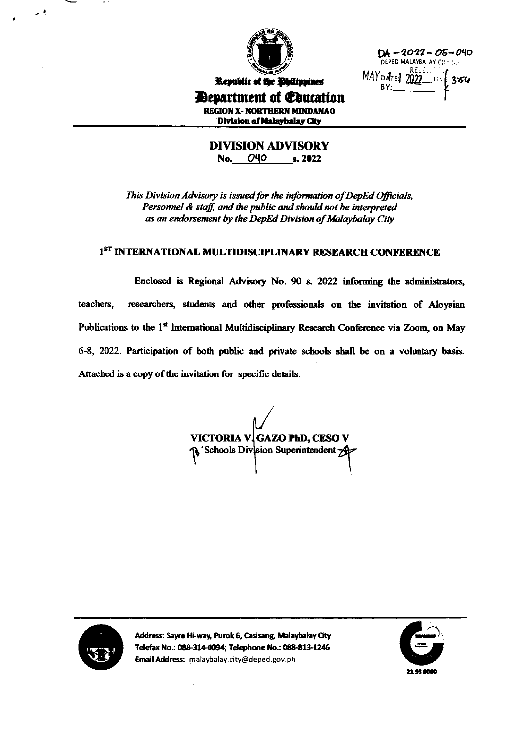DA - 2022 - 05 - 040
DEPED MALAYBALAY CITY D...
RELEASED
MAY DATE: 1 2022 TIME: 3:56
BY:

Republic of the Philippines
**Department of Education**
**REGION X- NORTHERN MINDANAO**
**Division of Malaybalay City**

## DIVISION ADVISORY
**No.** 040 **s. 2022**

*This Division Advisory is issued for the information of DepEd Officials, Personnel & staff, and the public and should not be interpreted as an endorsement by the DepEd Division of Malaybalay City*

### 1ST INTERNATIONAL MULTIDISCIPLINARY RESEARCH CONFERENCE

Enclosed is Regional Advisory No. 90 s. 2022 informing the administrators, teachers, researchers, students and other professionals on the invitation of Aloysian Publications to the 1st International Multidisciplinary Research Conference via Zoom, on May 6-8, 2022. Participation of both public and private schools shall be on a voluntary basis. Attached is a copy of the invitation for specific details.

**VICTORIA V. GAZO PhD, CESO V**
Schools Division Superintendent

Address: Sayre Hi-way, Purok 6, Casisang, Malaybalay City
Telefax No.: 088-314-0094; Telephone No.: 088-813-1246
Email Address: malaybalay.city@deped.gov.ph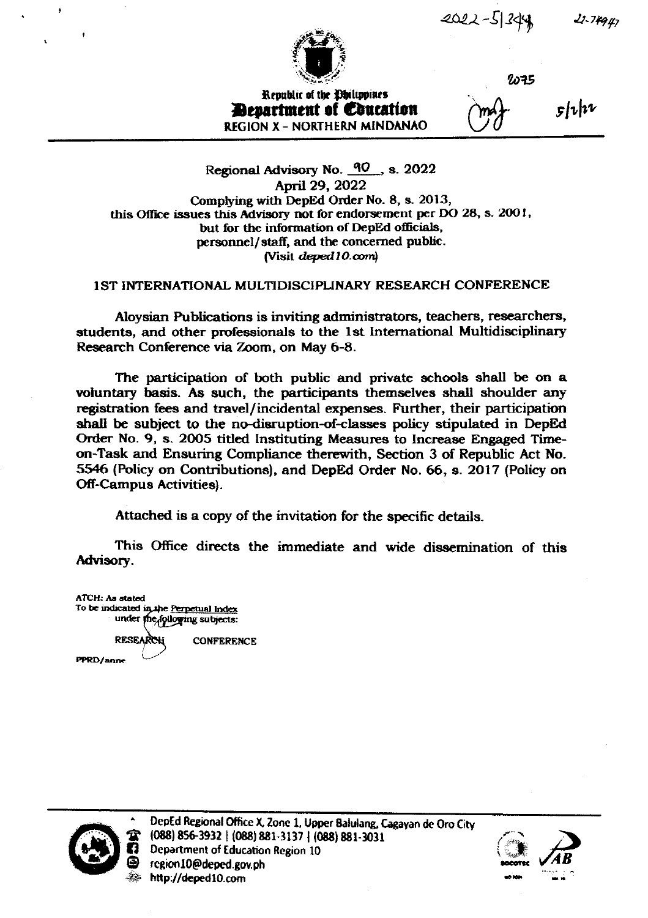2022-5|344 21-74947

2075

5/2/22

Republic of the Philippines
**Department of Education**
REGION X – NORTHERN MINDANAO

Regional Advisory No. 90, s. 2022
April 29, 2022
Complying with DepEd Order No. 8, s. 2013,
this Office issues this Advisory not for endorsement per DO 28, s. 2001,
but for the information of DepEd officials,
personnel/staff, and the concerned public.
(Visit *deped10.com*)

## 1ST INTERNATIONAL MULTIDISCIPLINARY RESEARCH CONFERENCE

Aloysian Publications is inviting administrators, teachers, researchers, students, and other professionals to the 1st International Multidisciplinary Research Conference via Zoom, on May 6-8.

The participation of both public and private schools shall be on a voluntary basis. As such, the participants themselves shall shoulder any registration fees and travel/incidental expenses. Further, their participation shall be subject to the no-disruption-of-classes policy stipulated in DepEd Order No. 9, s. 2005 titled Instituting Measures to Increase Engaged Time-on-Task and Ensuring Compliance therewith, Section 3 of Republic Act No. 5546 (Policy on Contributions), and DepEd Order No. 66, s. 2017 (Policy on Off-Campus Activities).

Attached is a copy of the invitation for the specific details.

This Office directs the immediate and wide dissemination of this Advisory.

ATCH: As stated
To be indicated in the Perpetual Index
under the following subjects:

RESEARCH CONFERENCE

PPRD/anne

DepEd Regional Office X, Zone 1, Upper Balulang, Cagayan de Oro City
(088) 856-3932 | (088) 881-3137 | (088) 881-3031
Department of Education Region 10
region10@deped.gov.ph
http://deped10.com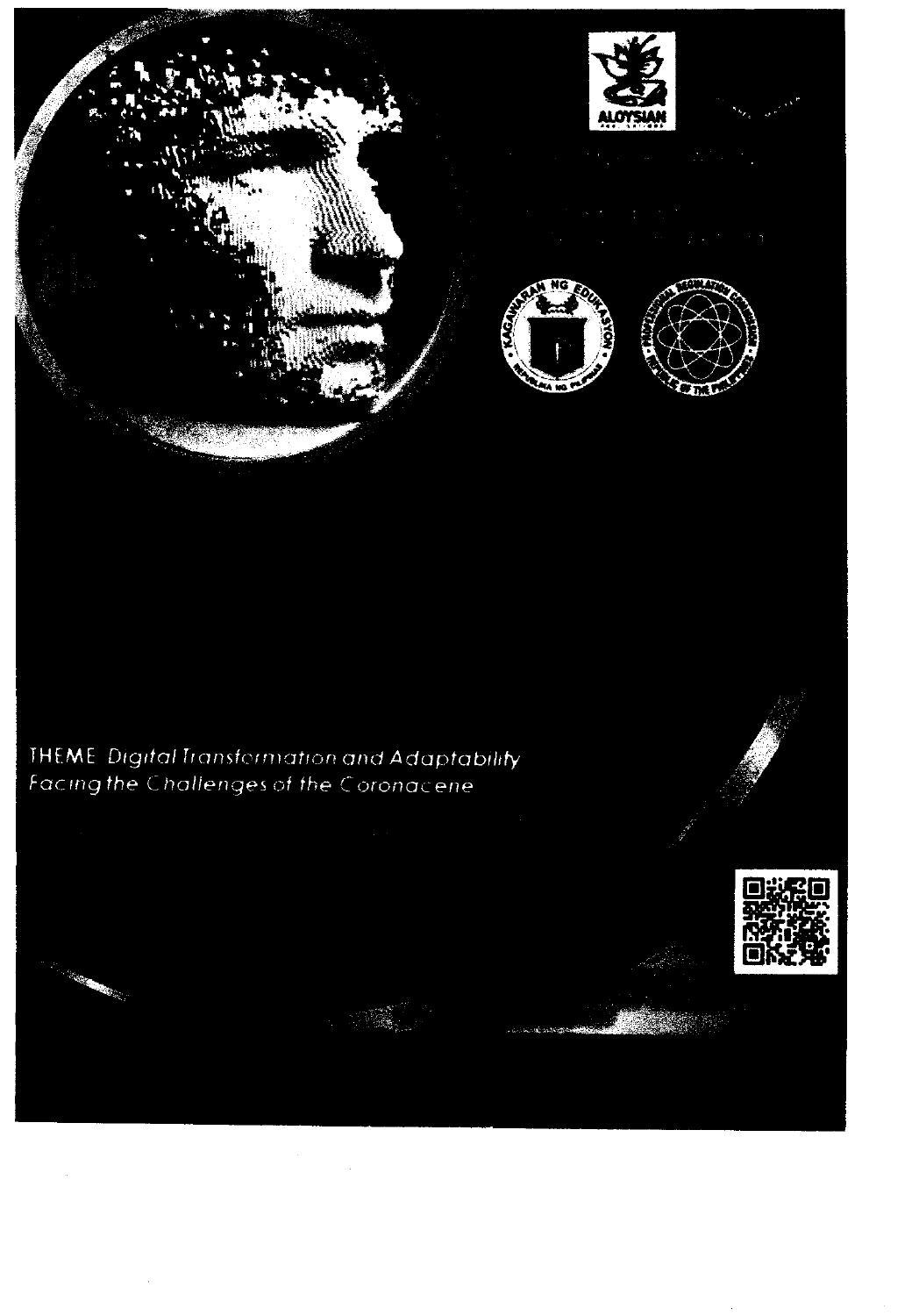THEME: *Digital Transformation and Adaptability Facing the Challenges of the Coronacene*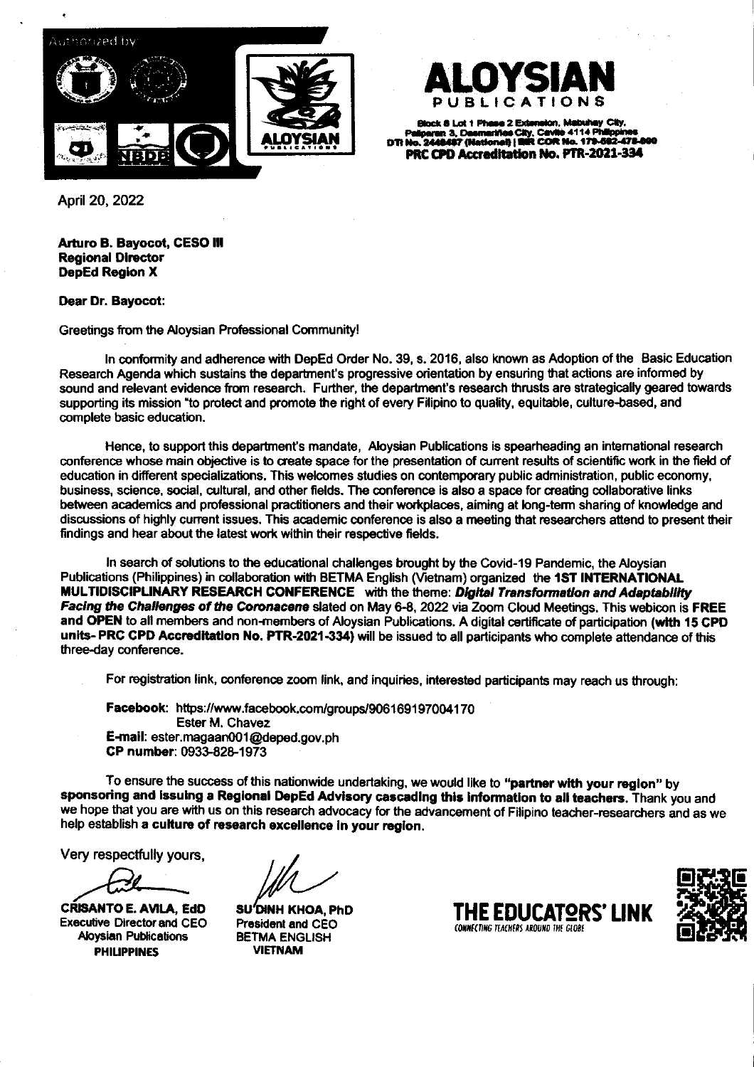Authorized by:

**ALOYSIAN**
**PUBLICATIONS**

Block 8 Lot 1 Phase 2 Extension, Mabuhay City,
Paliparan 3, Dasmariñas City, Cavite 4114 Philippines
DTI No. 2448487 (National) | BIR COR No. 179-682-478-000
**PRC CPD Accreditation No. PTR-2021-334**

April 20, 2022

**Arturo B. Bayocot, CESO III**
**Regional Director**
**DepEd Region X**

**Dear Dr. Bayocot:**

Greetings from the Aloysian Professional Community!

In conformity and adherence with DepEd Order No. 39, s. 2016, also known as Adoption of the Basic Education Research Agenda which sustains the department's progressive orientation by ensuring that actions are informed by sound and relevant evidence from research. Further, the department's research thrusts are strategically geared towards supporting its mission "to protect and promote the right of every Filipino to quality, equitable, culture-based, and complete basic education.

Hence, to support this department's mandate, Aloysian Publications is spearheading an international research conference whose main objective is to create space for the presentation of current results of scientific work in the field of education in different specializations. This welcomes studies on contemporary public administration, public economy, business, science, social, cultural, and other fields. The conference is also a space for creating collaborative links between academics and professional practitioners and their workplaces, aiming at long-term sharing of knowledge and discussions of highly current issues. This academic conference is also a meeting that researchers attend to present their findings and hear about the latest work within their respective fields.

In search of solutions to the educational challenges brought by the Covid-19 Pandemic, the Aloysian Publications (Philippines) in collaboration with BETMA English (Vietnam) organized the **1ST INTERNATIONAL MULTIDISCIPLINARY RESEARCH CONFERENCE** with the theme: ***Digital Transformation and Adaptability Facing the Challenges of the Coronacene*** slated on May 6-8, 2022 via Zoom Cloud Meetings. This webicon is **FREE and OPEN** to all members and non-members of Aloysian Publications. A digital certificate of participation **(with 15 CPD units- PRC CPD Accreditation No. PTR-2021-334)** will be issued to all participants who complete attendance of this three-day conference.

For registration link, conference zoom link, and inquiries, interested participants may reach us through:

**Facebook:** https://www.facebook.com/groups/906169197004170
Ester M. Chavez
**E-mail:** ester.magaan001@deped.gov.ph
**CP number:** 0933-828-1973

To ensure the success of this nationwide undertaking, we would like to **"partner with your region"** by **sponsoring and issuing a Regional DepEd Advisory cascading this information to all teachers.** Thank you and we hope that you are with us on this research advocacy for the advancement of Filipino teacher-researchers and as we help establish **a culture of research excellence in your region.**

Very respectfully yours,

**CRISANTO E. AVILA, EdD**
Executive Director and CEO
Aloysian Publications
**PHILIPPINES**

**SU DINH KHOA, PhD**
President and CEO
BETMA ENGLISH
**VIETNAM**

**THE EDUCATORS' LINK**
CONNECTING TEACHERS AROUND THE GLOBE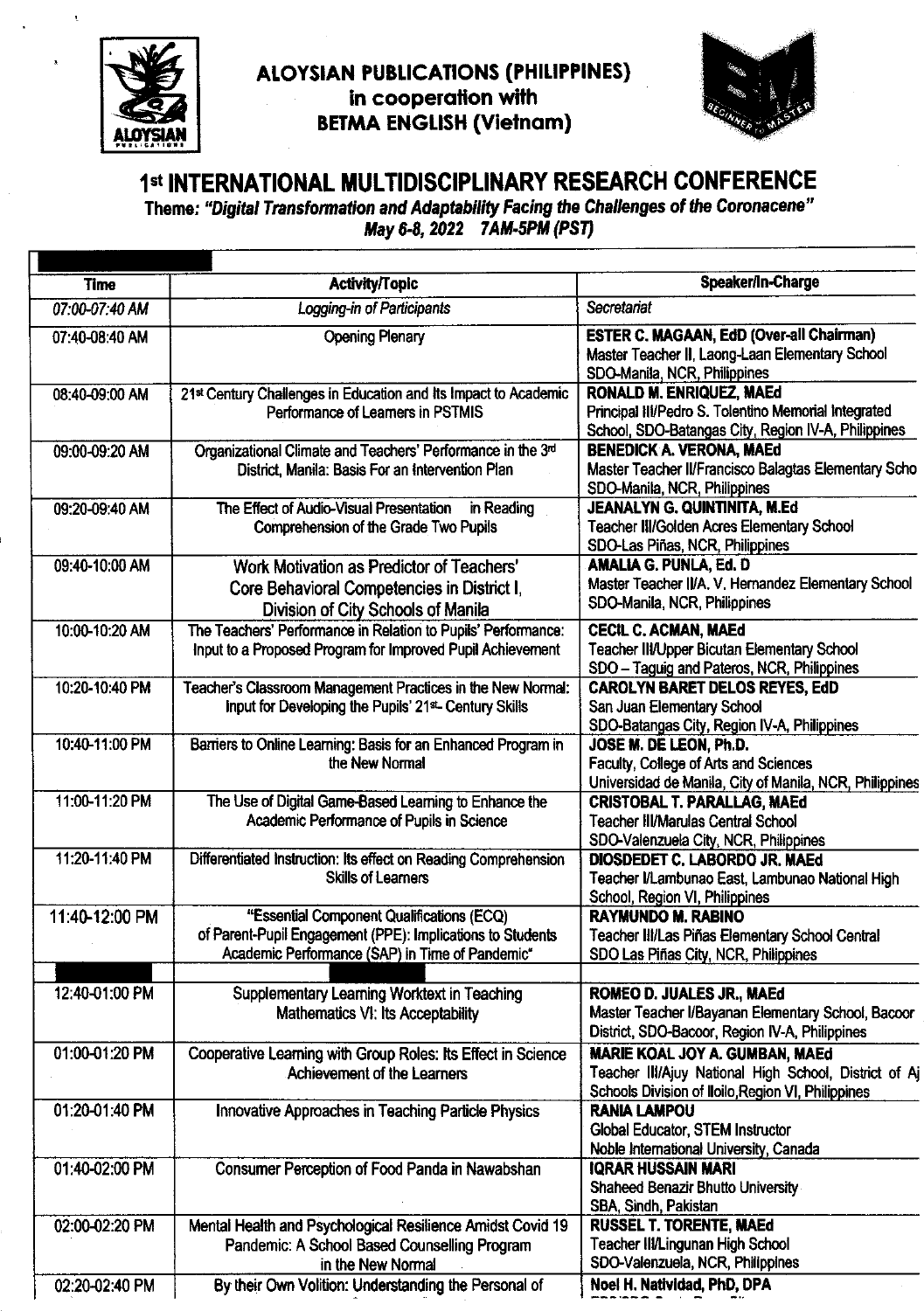**ALOYSIAN PUBLICATIONS (PHILIPPINES)**
**in cooperation with**
**BETMA ENGLISH (Vietnam)**

# 1st INTERNATIONAL MULTIDISCIPLINARY RESEARCH CONFERENCE

**Theme: *"Digital Transformation and Adaptability Facing the Challenges of the Coronacene"***
***May 6-8, 2022 7AM-5PM (PST)***

| Time | Activity/Topic | Speaker/In-Charge |
|---|---|---|
| *07:00-07:40 AM* | *Logging-in of Participants* | *Secretariat* |
| 07:40-08:40 AM | Opening Plenary | **ESTER C. MAGAAN, EdD (Over-all Chairman)** Master Teacher II, Laong-Laan Elementary School SDO-Manila, NCR, Philippines |
| 08:40-09:00 AM | 21st Century Challenges in Education and Its Impact to Academic Performance of Learners in PSTMIS | **RONALD M. ENRIQUEZ, MAEd** Principal III/Pedro S. Tolentino Memorial Integrated School, SDO-Batangas City, Region IV-A, Philippines |
| 09:00-09:20 AM | Organizational Climate and Teachers' Performance in the 3rd District, Manila: Basis For an Intervention Plan | **BENEDICK A. VERONA, MAEd** Master Teacher II/Francisco Balagtas Elementary Scho SDO-Manila, NCR, Philippines |
| 09:20-09:40 AM | The Effect of Audio-Visual Presentation in Reading Comprehension of the Grade Two Pupils | **JEANALYN G. QUINTINITA, M.Ed** Teacher III/Golden Acres Elementary School SDO-Las Piñas, NCR, Philippines |
| 09:40-10:00 AM | Work Motivation as Predictor of Teachers' Core Behavioral Competencies in District I, Division of City Schools of Manila | **AMALIA G. PUNLA, Ed. D** Master Teacher II/A. V. Hernandez Elementary School SDO-Manila, NCR, Philippines |
| 10:00-10:20 AM | The Teachers' Performance in Relation to Pupils' Performance: Input to a Proposed Program for Improved Pupil Achievement | **CECIL C. ACMAN, MAEd** Teacher III/Upper Bicutan Elementary School SDO – Taguig and Pateros, NCR, Philippines |
| 10:20-10:40 PM | Teacher's Classroom Management Practices in the New Normal: Input for Developing the Pupils' 21st Century Skills | **CAROLYN BARET DELOS REYES, EdD** San Juan Elementary School SDO-Batangas City, Region IV-A, Philippines |
| 10:40-11:00 PM | Barriers to Online Learning: Basis for an Enhanced Program in the New Normal | **JOSE M. DE LEON, Ph.D.** Faculty, College of Arts and Sciences Universidad de Manila, City of Manila, NCR, Philippines |
| 11:00-11:20 PM | The Use of Digital Game-Based Learning to Enhance the Academic Performance of Pupils in Science | **CRISTOBAL T. PARALLAG, MAEd** Teacher III/Marulas Central School SDO-Valenzuela City, NCR, Philippines |
| 11:20-11:40 PM | Differentiated Instruction: Its effect on Reading Comprehension Skills of Learners | **DIOSDEDET C. LABORDO JR. MAEd** Teacher I/Lambunao East, Lambunao National High School, Region VI, Philippines |
| 11:40-12:00 PM | "Essential Component Qualifications (ECQ) of Parent-Pupil Engagement (PPE): Implications to Students Academic Performance (SAP) in Time of Pandemic" | **RAYMUNDO M. RABINO** Teacher III/Las Piñas Elementary School Central SDO Las Piñas City, NCR, Philippines |
| | | |
| 12:40-01:00 PM | Supplementary Learning Worktext in Teaching Mathematics VI: Its Acceptability | **ROMEO D. JUALES JR., MAEd** Master Teacher I/Bayanan Elementary School, Bacoor District, SDO-Bacoor, Region IV-A, Philippines |
| 01:00-01:20 PM | Cooperative Learning with Group Roles: Its Effect in Science Achievement of the Learners | **MARIE KOAL JOY A. GUMBAN, MAEd** Teacher III/Ajuy National High School, District of Aj Schools Division of Iloilo, Region VI, Philippines |
| 01:20-01:40 PM | Innovative Approaches in Teaching Particle Physics | **RANIA LAMPOU** Global Educator, STEM Instructor Noble International University, Canada |
| 01:40-02:00 PM | Consumer Perception of Food Panda in Nawabshan | **IQRAR HUSSAIN MARI** Shaheed Benazir Bhutto University SBA, Sindh, Pakistan |
| 02:00-02:20 PM | Mental Health and Psychological Resilience Amidst Covid 19 Pandemic: A School Based Counselling Program in the New Normal | **RUSSEL T. TORENTE, MAEd** Teacher III/Lingunan High School SDO-Valenzuela, NCR, Philippines |
| 02:20-02:40 PM | By their Own Volition: Understanding the Personal of | **Noel H. Natividad, PhD, DPA** |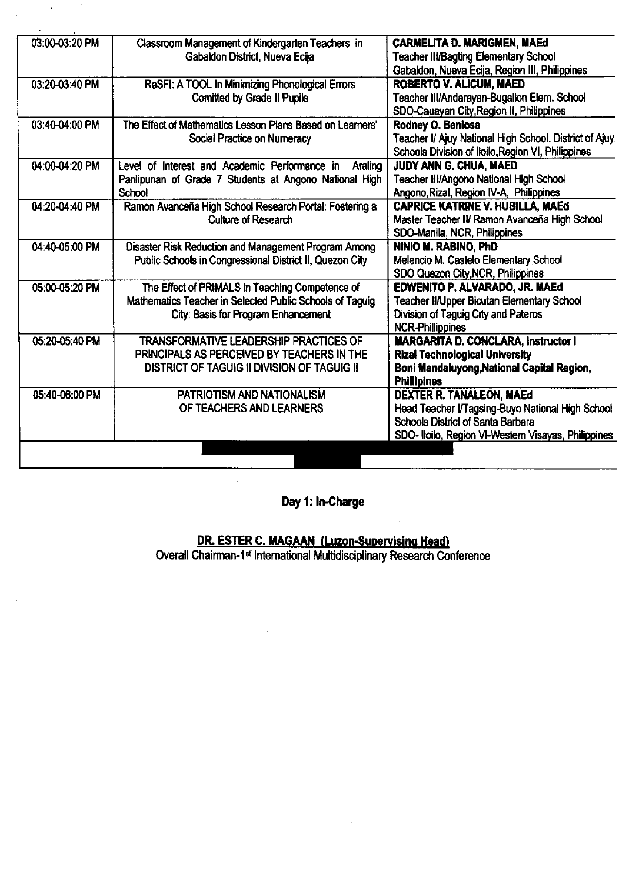| 03:00-03:20 PM | Classroom Management of Kindergarten Teachers in Gabaldon District, Nueva Ecija | **CARMELITA D. MARIGMEN, MAEd**<br>Teacher III/Bagting Elementary School<br>Gabaldon, Nueva Ecija, Region III, Philippines |
|---|---|---|
| 03:20-03:40 PM | ReSFI: A TOOL In Minimizing Phonological Errors Comitted by Grade II Pupils | **ROBERTO V. ALICUM, MAED**<br>Teacher III/Andarayan-Bugallon Elem. School<br>SDO-Cauayan City,Region II, Philippines |
| 03:40-04:00 PM | The Effect of Mathematics Lesson Plans Based on Learners' Social Practice on Numeracy | **Rodney O. Beniosa**<br>Teacher I/ Ajuy National High School, District of Ajuy,<br>Schools Division of Iloilo,Region VI, Philippines |
| 04:00-04:20 PM | Level of Interest and Academic Performance in Araling Panlipunan of Grade 7 Students at Angono National High School | **JUDY ANN G. CHUA, MAED**<br>Teacher III/Angono National High School<br>Angono,Rizal, Region IV-A, Philippines |
| 04:20-04:40 PM | Ramon Avanceña High School Research Portal: Fostering a Culture of Research | **CAPRICE KATRINE V. HUBILLA, MAEd**<br>Master Teacher II/ Ramon Avanceña High School<br>SDO-Manila, NCR, Philippines |
| 04:40-05:00 PM | Disaster Risk Reduction and Management Program Among Public Schools in Congressional District II, Quezon City | **NINIO M. RABINO, PhD**<br>Melencio M. Castelo Elementary School<br>SDO Quezon City,NCR, Philippines |
| 05:00-05:20 PM | The Effect of PRIMALS in Teaching Competence of Mathematics Teacher in Selected Public Schools of Taguig City: Basis for Program Enhancement | **EDWENITO P. ALVARADO, JR. MAEd**<br>Teacher II/Upper Bicutan Elementary School<br>Division of Taguig City and Pateros<br>NCR-Phillippines |
| 05:20-05:40 PM | TRANSFORMATIVE LEADERSHIP PRACTICES OF PRINCIPALS AS PERCEIVED BY TEACHERS IN THE DISTRICT OF TAGUIG II DIVISION OF TAGUIG II | **MARGARITA D. CONCLARA, Instructor I**<br>**Rizal Technological University**<br>**Boni Mandaluyong,National Capital Region, Phillipines** |
| 05:40-06:00 PM | PATRIOTISM AND NATIONALISM OF TEACHERS AND LEARNERS | **DEXTER R. TANALEON, MAEd**<br>Head Teacher I/Tagsing-Buyo National High School<br>Schools District of Santa Barbara<br>SDO- Iloilo, Region VI-Western Visayas, Philippines |

**Day 1: In-Charge**

**DR. ESTER C. MAGAAN (Luzon-Supervising Head)**
Overall Chairman-1st International Multidisciplinary Research Conference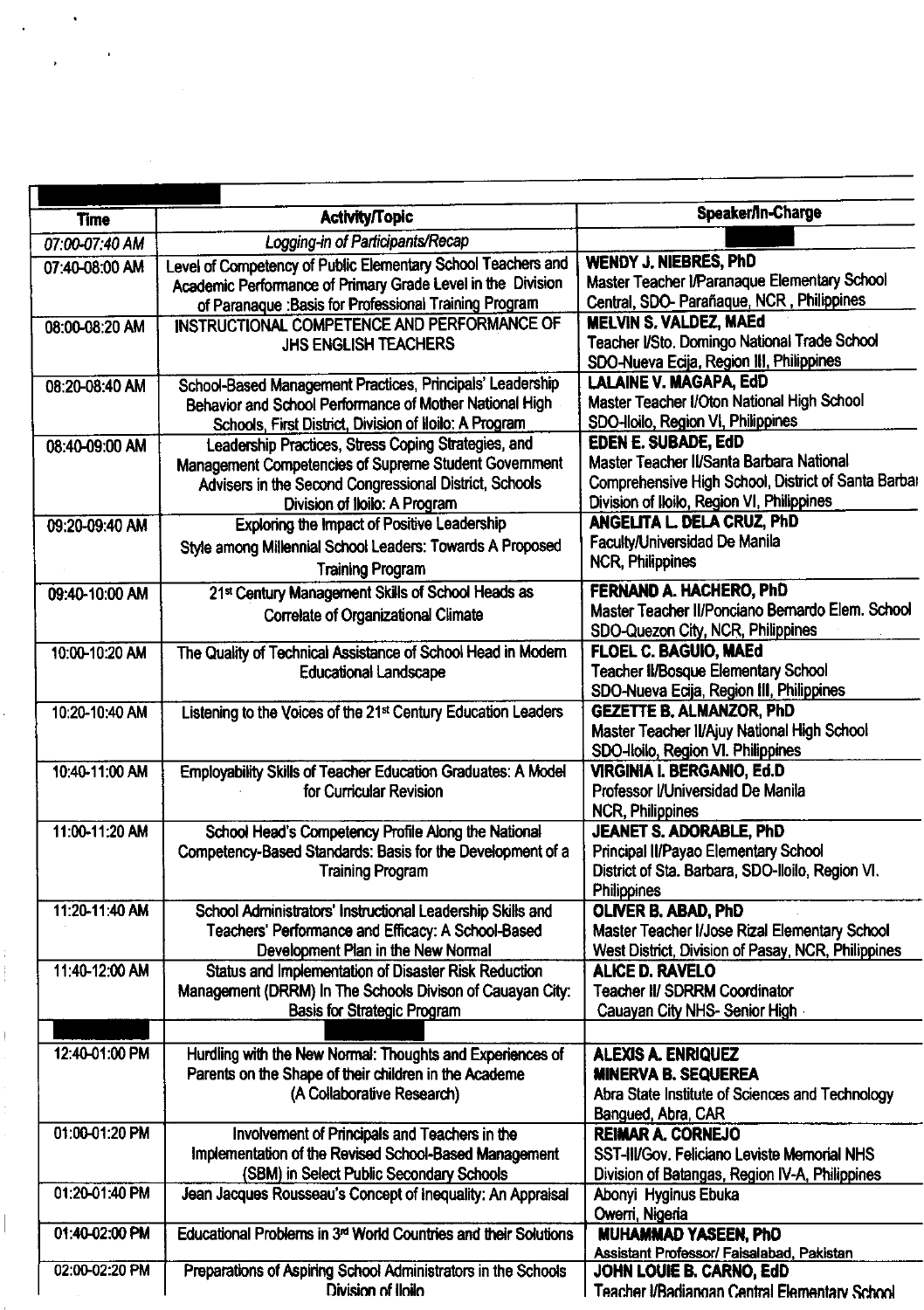| Time | Activity/Topic | Speaker/In-Charge |
|---|---|---|
| 07:00-07:40 AM | *Logging-in of Participants/Recap* | |
| 07:40-08:00 AM | Level of Competency of Public Elementary School Teachers and Academic Performance of Primary Grade Level in the Division of Paranaque :Basis for Professional Training Program | **WENDY J. NIEBRES, PhD**<br>Master Teacher I/Paranaque Elementary School Central, SDO- Parañaque, NCR , Philippines |
| 08:00-08:20 AM | INSTRUCTIONAL COMPETENCE AND PERFORMANCE OF JHS ENGLISH TEACHERS | **MELVIN S. VALDEZ, MAEd**<br>Teacher I/Sto. Domingo National Trade School SDO-Nueva Ecija, Region III, Philippines |
| 08:20-08:40 AM | School-Based Management Practices, Principals' Leadership Behavior and School Performance of Mother National High Schools, First District, Division of Iloilo: A Program | **LALAINE V. MAGAPA, EdD**<br>Master Teacher I/Oton National High School SDO-Iloilo, Region VI, Philippines |
| 08:40-09:00 AM | Leadership Practices, Stress Coping Strategies, and Management Competencies of Supreme Student Government Advisers in the Second Congressional District, Schools Division of Iloilo: A Program | **EDEN E. SUBADE, EdD**<br>Master Teacher II/Santa Barbara National Comprehensive High School, District of Santa Barbai Division of Iloilo, Region VI, Philippines |
| 09:20-09:40 AM | Exploring the Impact of Positive Leadership Style among Millennial School Leaders: Towards A Proposed Training Program | **ANGELITA L. DELA CRUZ, PhD**<br>Faculty/Universidad De Manila NCR, Philippines |
| 09:40-10:00 AM | 21st Century Management Skills of School Heads as Correlate of Organizational Climate | **FERNAND A. HACHERO, PhD**<br>Master Teacher II/Ponciano Bernardo Elem. School SDO-Quezon City, NCR, Philippines |
| 10:00-10:20 AM | The Quality of Technical Assistance of School Head in Modern Educational Landscape | **FLOEL C. BAGUIO, MAEd**<br>Teacher II/Bosque Elementary School SDO-Nueva Ecija, Region III, Philippines |
| 10:20-10:40 AM | Listening to the Voices of the 21st Century Education Leaders | **GEZETTE B. ALMANZOR, PhD**<br>Master Teacher II/Ajuy National High School SDO-Iloilo, Region VI. Philippines |
| 10:40-11:00 AM | Employability Skills of Teacher Education Graduates: A Model for Curricular Revision | **VIRGINIA I. BERGANIO, Ed.D**<br>Professor I/Universidad De Manila NCR, Philippines |
| 11:00-11:20 AM | School Head's Competency Profile Along the National Competency-Based Standards: Basis for the Development of a Training Program | **JEANET S. ADORABLE, PhD**<br>Principal II/Payao Elementary School District of Sta. Barbara, SDO-Iloilo, Region VI. Philippines |
| 11:20-11:40 AM | School Administrators' Instructional Leadership Skills and Teachers' Performance and Efficacy: A School-Based Development Plan in the New Normal | **OLIVER B. ABAD, PhD**<br>Master Teacher I/Jose Rizal Elementary School West District, Division of Pasay, NCR, Philippines |
| 11:40-12:00 AM | Status and Implementation of Disaster Risk Reduction Management (DRRM) In The Schools Divison of Cauayan City: Basis for Strategic Program | **ALICE D. RAVELO**<br>Teacher II/ SDRRM Coordinator Cauayan City NHS- Senior High |
| | | |
| 12:40-01:00 PM | Hurdling with the New Normal: Thoughts and Experiences of Parents on the Shape of their children in the Academe (A Collaborative Research) | **ALEXIS A. ENRIQUEZ**<br>**MINERVA B. SEQUEREA**<br>Abra State Institute of Sciences and Technology Bangued, Abra, CAR |
| 01:00-01:20 PM | Involvement of Principals and Teachers in the Implementation of the Revised School-Based Management (SBM) in Select Public Secondary Schools | **REIMAR A. CORNEJO**<br>SST-III/Gov. Feliciano Leviste Memorial NHS Division of Batangas, Region IV-A, Philippines |
| 01:20-01:40 PM | Jean Jacques Rousseau's Concept of Inequality: An Appraisal | Abonyi Hyginus Ebuka<br>Owerri, Nigeria |
| 01:40-02:00 PM | Educational Problems in 3rd World Countries and their Solutions | **MUHAMMAD YASEEN, PhD**<br>Assistant Professor/ Faisalabad, Pakistan |
| 02:00-02:20 PM | Preparations of Aspiring School Administrators in the Schools Division of Iloilo | **JOHN LOUIE B. CARNO, EdD**<br>Teacher I/Badiangan Central Elementary School |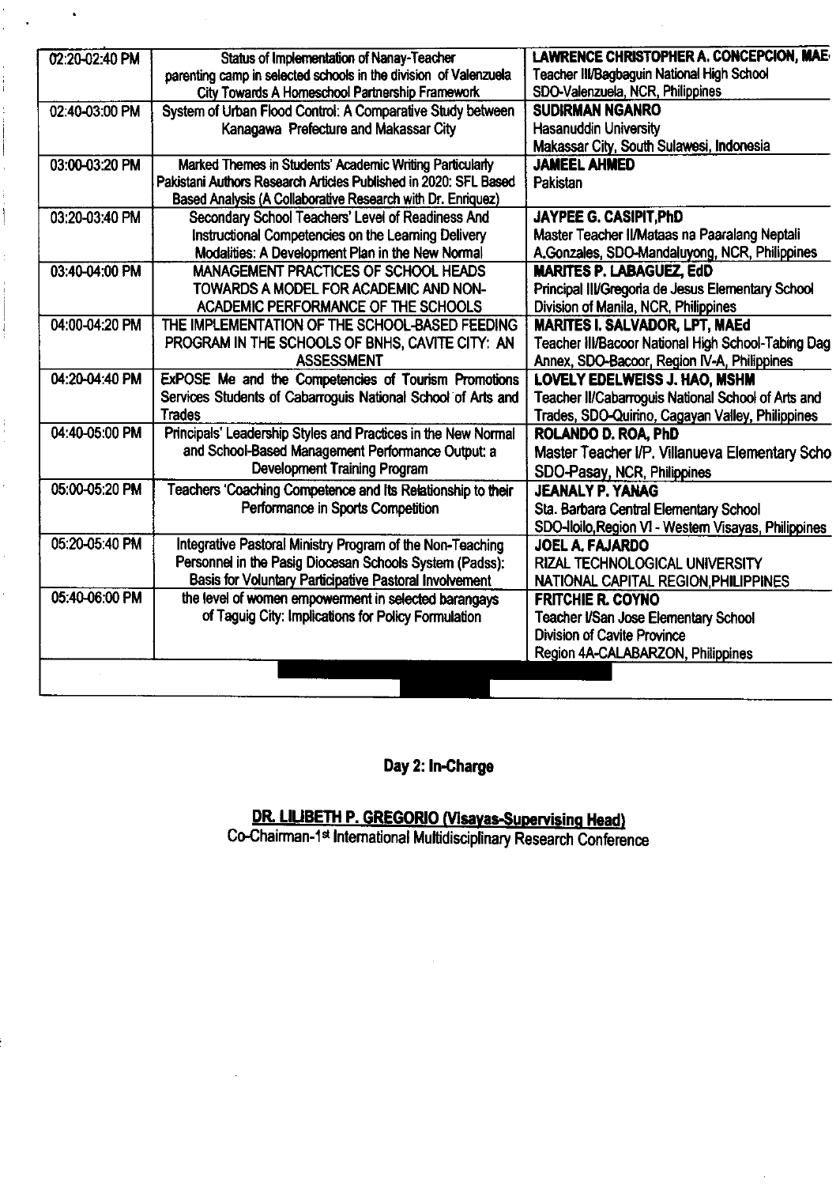| | | |
|---|---|---|
| 02:20-02:40 PM | Status of Implementation of Nanay-Teacher parenting camp in selected schools in the division of Valenzuela City Towards A Homeschool Partnership Framework | **LAWRENCE CHRISTOPHER A. CONCEPCION, MAE**<br>Teacher III/Bagbaguin National High School<br>SDO-Valenzuela, NCR, Philippines |
| 02:40-03:00 PM | System of Urban Flood Control: A Comparative Study between Kanagawa Prefecture and Makassar City | **SUDIRMAN NGANRO**<br>Hasanuddin University<br>Makassar City, South Sulawesi, Indonesia |
| 03:00-03:20 PM | Marked Themes in Students' Academic Writing Particularly Pakistani Authors Research Articles Published in 2020: SFL Based Based Analysis (A Collaborative Research with Dr. Enriquez) | **JAMEEL AHMED**<br>Pakistan |
| 03:20-03:40 PM | Secondary School Teachers' Level of Readiness And Instructional Competencies on the Learning Delivery Modalities: A Development Plan in the New Normal | **JAYPEE G. CASIPIT,PhD**<br>Master Teacher II/Mataas na Paaralang Neptali A.Gonzales, SDO-Mandaluyong, NCR, Philippines |
| 03:40-04:00 PM | MANAGEMENT PRACTICES OF SCHOOL HEADS TOWARDS A MODEL FOR ACADEMIC AND NON-ACADEMIC PERFORMANCE OF THE SCHOOLS | **MARITES P. LABAGUEZ, EdD**<br>Principal III/Gregoria de Jesus Elementary School<br>Division of Manila, NCR, Philippines |
| 04:00-04:20 PM | THE IMPLEMENTATION OF THE SCHOOL-BASED FEEDING PROGRAM IN THE SCHOOLS OF BNHS, CAVITE CITY: AN ASSESSMENT | **MARITES I. SALVADOR, LPT, MAEd**<br>Teacher III/Bacoor National High School-Tabing Dag Annex, SDO-Bacoor, Region IV-A, Philippines |
| 04:20-04:40 PM | ExPOSE Me and the Competencies of Tourism Promotions Services Students of Cabarroguis National School of Arts and Trades | **LOVELY EDELWEISS J. HAO, MSHM**<br>Teacher II/Cabarroguis National School of Arts and Trades, SDO-Quirino, Cagayan Valley, Philippines |
| 04:40-05:00 PM | Principals' Leadership Styles and Practices in the New Normal and School-Based Management Performance Output: a Development Training Program | **ROLANDO D. ROA, PhD**<br>Master Teacher I/P. Villanueva Elementary Scho<br>SDO-Pasay, NCR, Philippines |
| 05:00-05:20 PM | Teachers 'Coaching Competence and Its Relationship to their Performance in Sports Competition | **JEANALY P. YANAG**<br>Sta. Barbara Central Elementary School<br>SDO-Iloilo,Region VI - Western Visayas, Philippines |
| 05:20-05:40 PM | Integrative Pastoral Ministry Program of the Non-Teaching Personnel in the Pasig Diocesan Schools System (Padss): Basis for Voluntary Participative Pastoral Involvement | **JOEL A. FAJARDO**<br>RIZAL TECHNOLOGICAL UNIVERSITY<br>NATIONAL CAPITAL REGION,PHILIPPINES |
| 05:40-06:00 PM | the level of women empowerment in selected barangays of Taguig City: Implications for Policy Formulation | **FRITCHIE R. COYNO**<br>Teacher I/San Jose Elementary School<br>Division of Cavite Province<br>Region 4A-CALABARZON, Philippines |

**Day 2: In-Charge**

**DR. LILIBETH P. GREGORIO (Visayas-Supervising Head)**
Co-Chairman-1st International Multidisciplinary Research Conference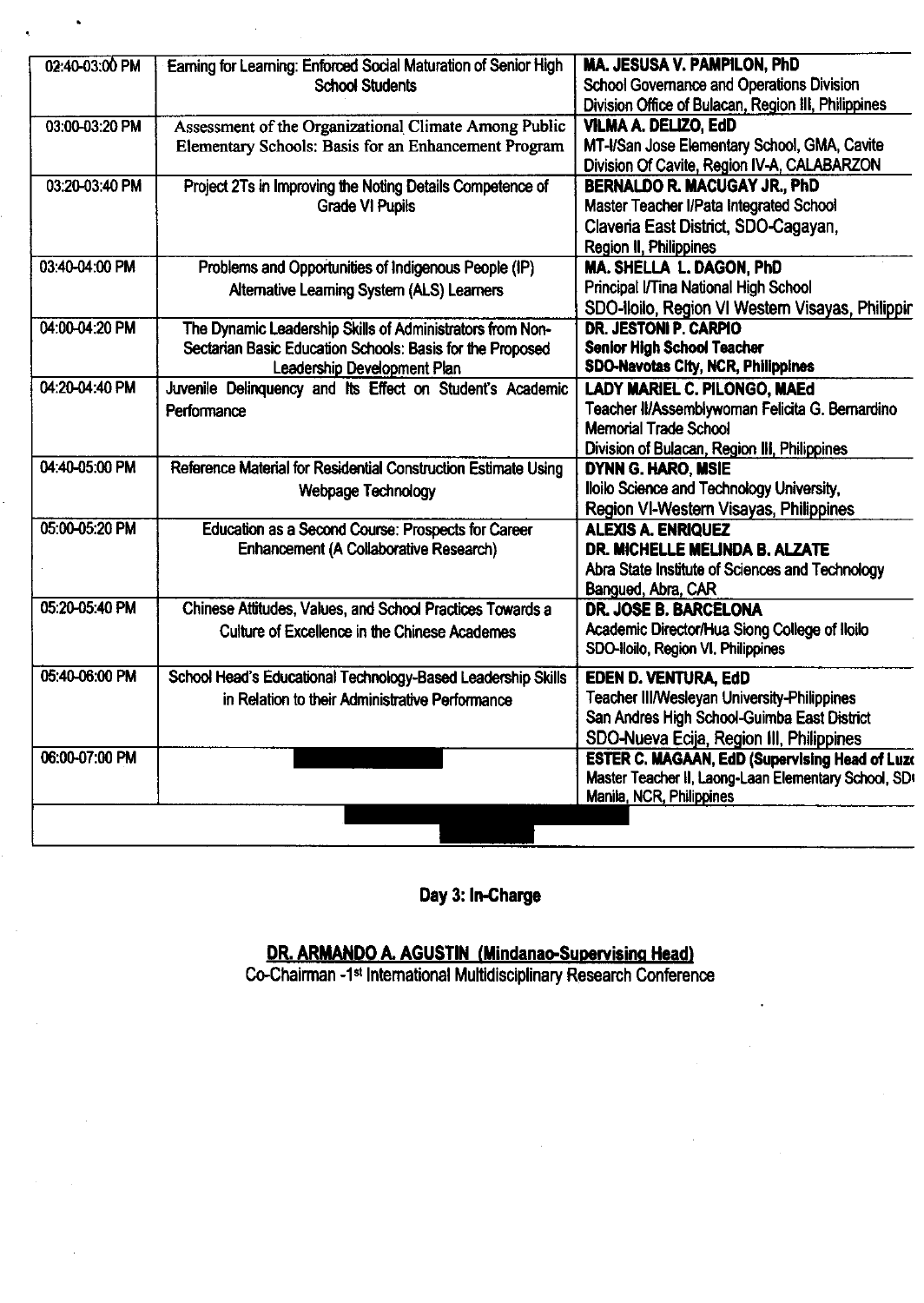| | | |
|---|---|---|
| 02:40-03:00 PM | Earning for Learning: Enforced Social Maturation of Senior High School Students | **MA. JESUSA V. PAMPILON, PhD**<br>School Governance and Operations Division<br>Division Office of Bulacan, Region III, Philippines |
| 03:00-03:20 PM | Assessment of the Organizational Climate Among Public Elementary Schools: Basis for an Enhancement Program | **VILMA A. DELIZO, EdD**<br>MT-I/San Jose Elementary School, GMA, Cavite<br>Division Of Cavite, Region IV-A, CALABARZON |
| 03:20-03:40 PM | Project 2Ts in Improving the Noting Details Competence of Grade VI Pupils | **BERNALDO R. MACUGAY JR., PhD**<br>Master Teacher I/Pata Integrated School<br>Claveria East District, SDO-Cagayan,<br>Region II, Philippines |
| 03:40-04:00 PM | Problems and Opportunities of Indigenous People (IP) Alternative Learning System (ALS) Learners | **MA. SHELLA L. DAGON, PhD**<br>Principal I/Tina National High School<br>SDO-Iloilo, Region VI Western Visayas, Philippir |
| 04:00-04:20 PM | The Dynamic Leadership Skills of Administrators from Non-Sectarian Basic Education Schools: Basis for the Proposed Leadership Development Plan | **DR. JESTONI P. CARPIO**<br>**Senior High School Teacher**<br>**SDO-Navotas City, NCR, Philippines** |
| 04:20-04:40 PM | Juvenile Delinquency and Its Effect on Student's Academic Performance | **LADY MARIEL C. PILONGO, MAEd**<br>Teacher II/Assemblywoman Felicita G. Bernardino Memorial Trade School<br>Division of Bulacan, Region III, Philippines |
| 04:40-05:00 PM | Reference Material for Residential Construction Estimate Using Webpage Technology | **DYNN G. HARO, MSIE**<br>Iloilo Science and Technology University,<br>Region VI-Western Visayas, Philippines |
| 05:00-05:20 PM | Education as a Second Course: Prospects for Career Enhancement (A Collaborative Research) | **ALEXIS A. ENRIQUEZ**<br>**DR. MICHELLE MELINDA B. ALZATE**<br>Abra State Institute of Sciences and Technology<br>Bangued, Abra, CAR |
| 05:20-05:40 PM | Chinese Attitudes, Values, and School Practices Towards a Culture of Excellence in the Chinese Academes | **DR. JOSE B. BARCELONA**<br>Academic Director/Hua Siong College of Iloilo<br>SDO-Iloilo, Region VI, Philippines |
| 05:40-06:00 PM | School Head's Educational Technology-Based Leadership Skills in Relation to their Administrative Performance | **EDEN D. VENTURA, EdD**<br>Teacher III/Wesleyan University-Philippines<br>San Andres High School-Guimba East District<br>SDO-Nueva Ecija, Region III, Philippines |
| 06:00-07:00 PM | | **ESTER C. MAGAAN, EdD (Supervising Head of Luz**<br>Master Teacher II, Laong-Laan Elementary School, SD<br>Manila, NCR, Philippines |
| | | |

**Day 3: In-Charge**

**DR. ARMANDO A. AGUSTIN (Mindanao-Supervising Head)**
Co-Chairman -1st International Multidisciplinary Research Conference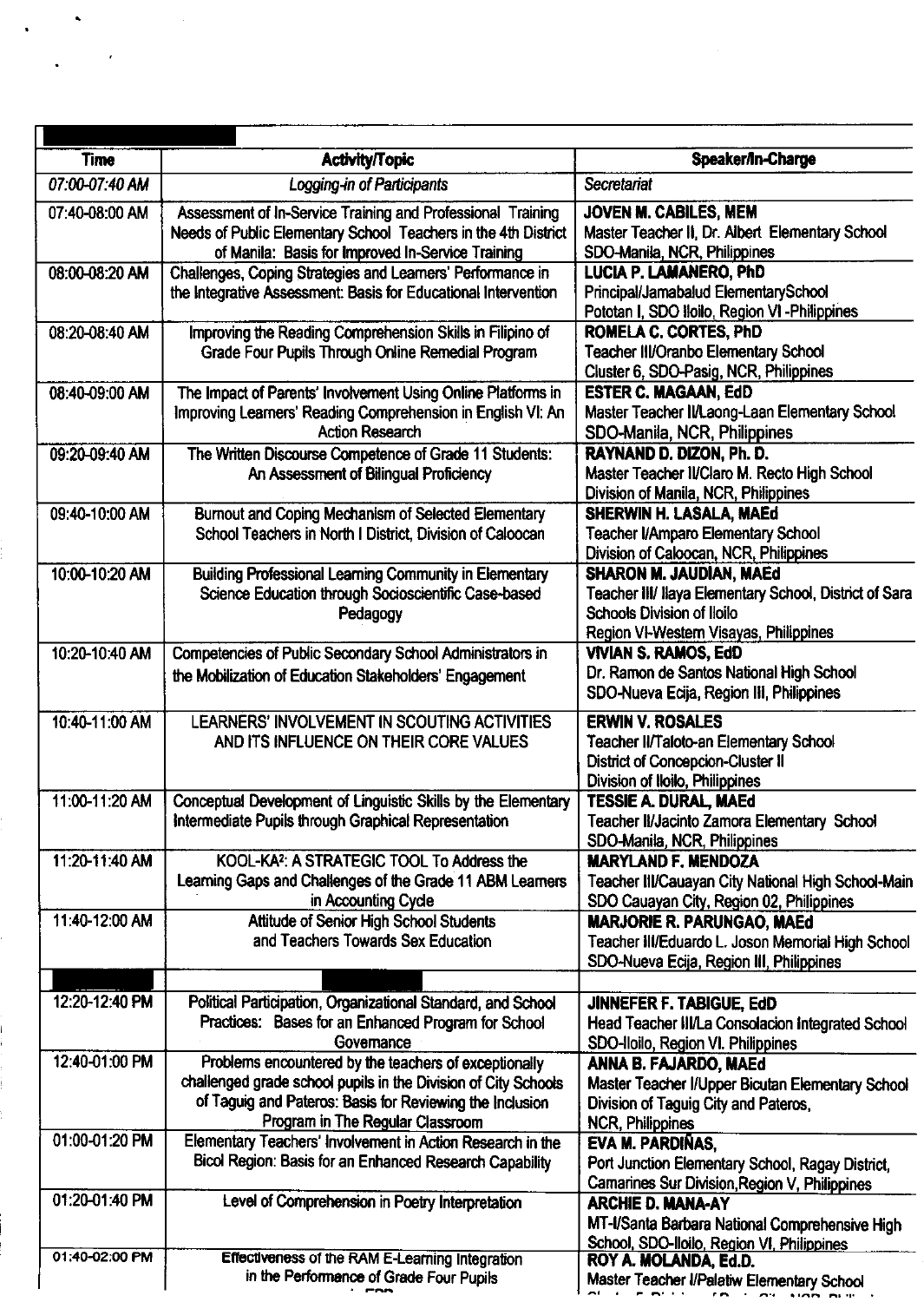| Time | Activity/Topic | Speaker/In-Charge |
|---|---|---|
| *07:00-07:40 AM* | *Logging-in of Participants* | *Secretariat* |
| 07:40-08:00 AM | Assessment of In-Service Training and Professional Training Needs of Public Elementary School Teachers in the 4th District of Manila: Basis for Improved In-Service Training | **JOVEN M. CABILES, MEM**<br>Master Teacher II, Dr. Albert Elementary School<br>SDO-Manila, NCR, Philippines |
| 08:00-08:20 AM | Challenges, Coping Strategies and Learners' Performance in the Integrative Assessment: Basis for Educational Intervention | **LUCIA P. LAMANERO, PhD**<br>Principal/Jamabalud ElementarySchool<br>Pototan I, SDO Iloilo, Region VI -Philippines |
| 08:20-08:40 AM | Improving the Reading Comprehension Skills in Filipino of Grade Four Pupils Through Online Remedial Program | **ROMELA C. CORTES, PhD**<br>Teacher III/Oranbo Elementary School<br>Cluster 6, SDO-Pasig, NCR, Philippines |
| 08:40-09:00 AM | The Impact of Parents' Involvement Using Online Platforms in Improving Learners' Reading Comprehension in English VI: An Action Research | **ESTER C. MAGAAN, EdD**<br>Master Teacher II/Laong-Laan Elementary School<br>SDO-Manila, NCR, Philippines |
| 09:20-09:40 AM | The Written Discourse Competence of Grade 11 Students: An Assessment of Bilingual Proficiency | **RAYNAND D. DIZON, Ph. D.**<br>Master Teacher II/Claro M. Recto High School<br>Division of Manila, NCR, Philippines |
| 09:40-10:00 AM | Burnout and Coping Mechanism of Selected Elementary School Teachers in North I District, Division of Caloocan | **SHERWIN H. LASALA, MAEd**<br>Teacher I/Amparo Elementary School<br>Division of Caloocan, NCR, Philippines |
| 10:00-10:20 AM | Building Professional Learning Community in Elementary Science Education through Socioscientific Case-based Pedagogy | **SHARON M. JAUDIAN, MAEd**<br>Teacher III/ Ilaya Elementary School, District of Sara<br>Schools Division of Iloilo<br>Region VI-Western Visayas, Philippines |
| 10:20-10:40 AM | Competencies of Public Secondary School Administrators in the Mobilization of Education Stakeholders' Engagement | **VIVIAN S. RAMOS, EdD**<br>Dr. Ramon de Santos National High School<br>SDO-Nueva Ecija, Region III, Philippines |
| 10:40-11:00 AM | LEARNERS' INVOLVEMENT IN SCOUTING ACTIVITIES AND ITS INFLUENCE ON THEIR CORE VALUES | **ERWIN V. ROSALES**<br>Teacher II/Taloto-an Elementary School<br>District of Concepcion-Cluster II<br>Division of Iloilo, Philippines |
| 11:00-11:20 AM | Conceptual Development of Linguistic Skills by the Elementary Intermediate Pupils through Graphical Representation | **TESSIE A. DURAL, MAEd**<br>Teacher II/Jacinto Zamora Elementary School<br>SDO-Manila, NCR, Philippines |
| 11:20-11:40 AM | KOOL-KA²: A STRATEGIC TOOL To Address the Learning Gaps and Challenges of the Grade 11 ABM Learners in Accounting Cycle | **MARYLAND F. MENDOZA**<br>Teacher III/Cauayan City National High School-Main<br>SDO Cauayan City, Region 02, Philippines |
| 11:40-12:00 AM | Attitude of Senior High School Students and Teachers Towards Sex Education | **MARJORIE R. PARUNGAO, MAEd**<br>Teacher III/Eduardo L. Joson Memorial High School<br>SDO-Nueva Ecija, Region III, Philippines |
| | | |
| 12:20-12:40 PM | Political Participation, Organizational Standard, and School Practices: Bases for an Enhanced Program for School Governance | **JINNEFER F. TABIGUE, EdD**<br>Head Teacher III/La Consolacion Integrated School<br>SDO-Iloilo, Region VI. Philippines |
| 12:40-01:00 PM | Problems encountered by the teachers of exceptionally challenged grade school pupils in the Division of City Schools of Taguig and Pateros: Basis for Reviewing the Inclusion Program in The Regular Classroom | **ANNA B. FAJARDO, MAEd**<br>Master Teacher I/Upper Bicutan Elementary School<br>Division of Taguig City and Pateros,<br>NCR, Philippines |
| 01:00-01:20 PM | Elementary Teachers' Involvement in Action Research in the Bicol Region: Basis for an Enhanced Research Capability | **EVA M. PARDIÑAS,**<br>Port Junction Elementary School, Ragay District,<br>Camarines Sur Division,Region V, Philippines |
| 01:20-01:40 PM | Level of Comprehension in Poetry Interpretation | **ARCHIE D. MANA-AY**<br>MT-I/Santa Barbara National Comprehensive High School, SDO-Iloilo, Region VI, Philippines |
| 01:40-02:00 PM | Effectiveness of the RAM E-Learning Integration in the Performance of Grade Four Pupils | **ROY A. MOLANDA, Ed.D.**<br>Master Teacher I/Palatiw Elementary School |